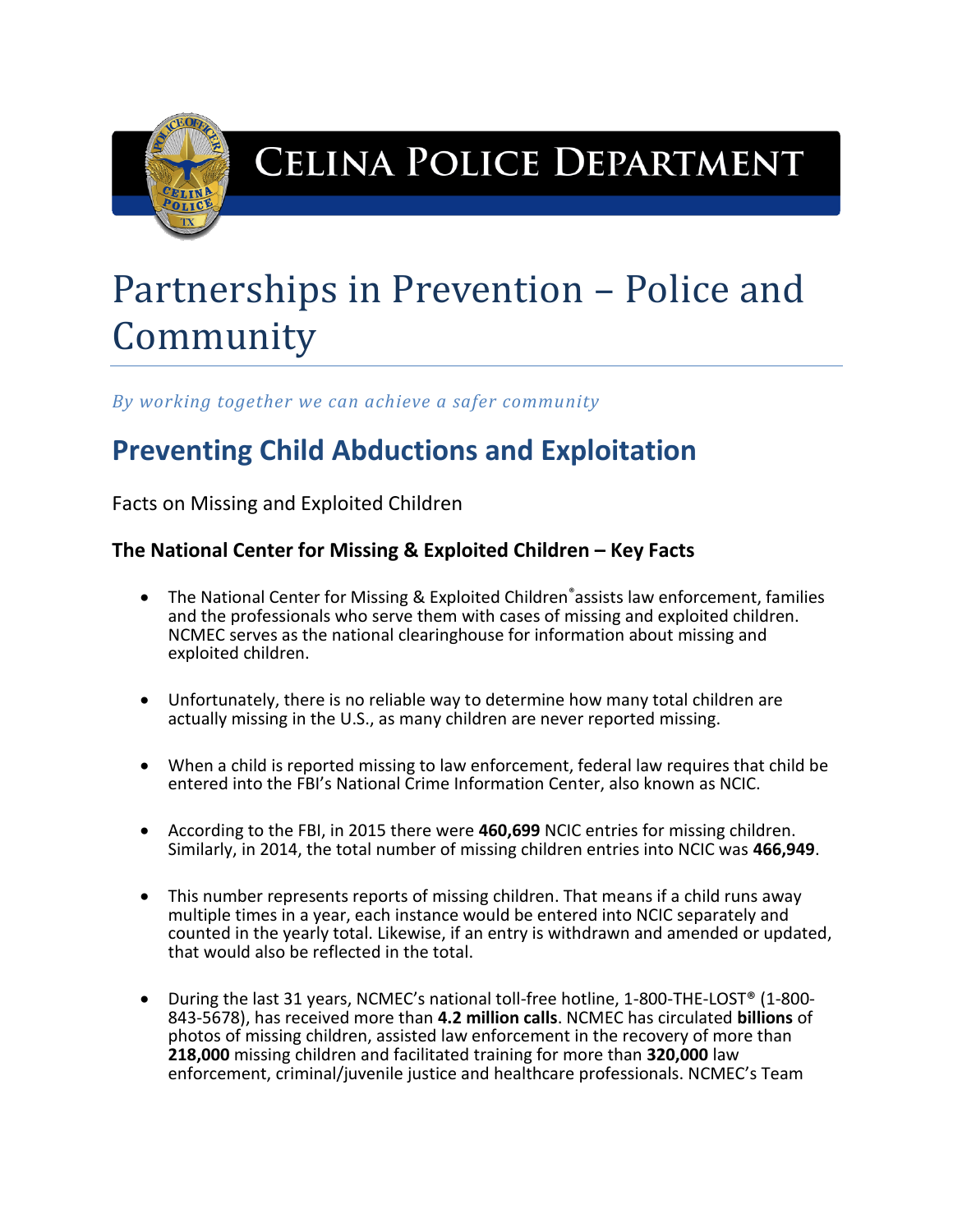# Celina Police Department

# Partnerships in Prevention – Police and Community

*By working together we can achieve a safer community*

## Preventing Child Abductions and Exploitation

Facts on Missing and Exploited Children

### The National Center for Missing & Exploited Children – Key Facts

- The National Center for Missing & Exploited Children® assists law enforcement, families and the professionals who serve them with cases of missing and exploited children. NCMEC serves as the national clearinghouse for information about missing and exploited children.

- Unfortunately, there is no reliable way to determine how many total children are actually missing in the U.S., as many children are never reported missing.

- When a child is reported missing to law enforcement, federal law requires that child be entered into the FBI's National Crime Information Center, also known as NCIC.

- According to the FBI, in 2015 there were **460,699** NCIC entries for missing children. Similarly, in 2014, the total number of missing children entries into NCIC was **466,949**.

- This number represents reports of missing children. That means if a child runs away multiple times in a year, each instance would be entered into NCIC separately and counted in the yearly total. Likewise, if an entry is withdrawn and amended or updated, that would also be reflected in the total.

- During the last 31 years, NCMEC's national toll-free hotline, 1-800-THE-LOST® (1-800-843-5678), has received more than **4.2 million calls**. NCMEC has circulated **billions** of photos of missing children, assisted law enforcement in the recovery of more than **218,000** missing children and facilitated training for more than **320,000** law enforcement, criminal/juvenile justice and healthcare professionals. NCMEC's Team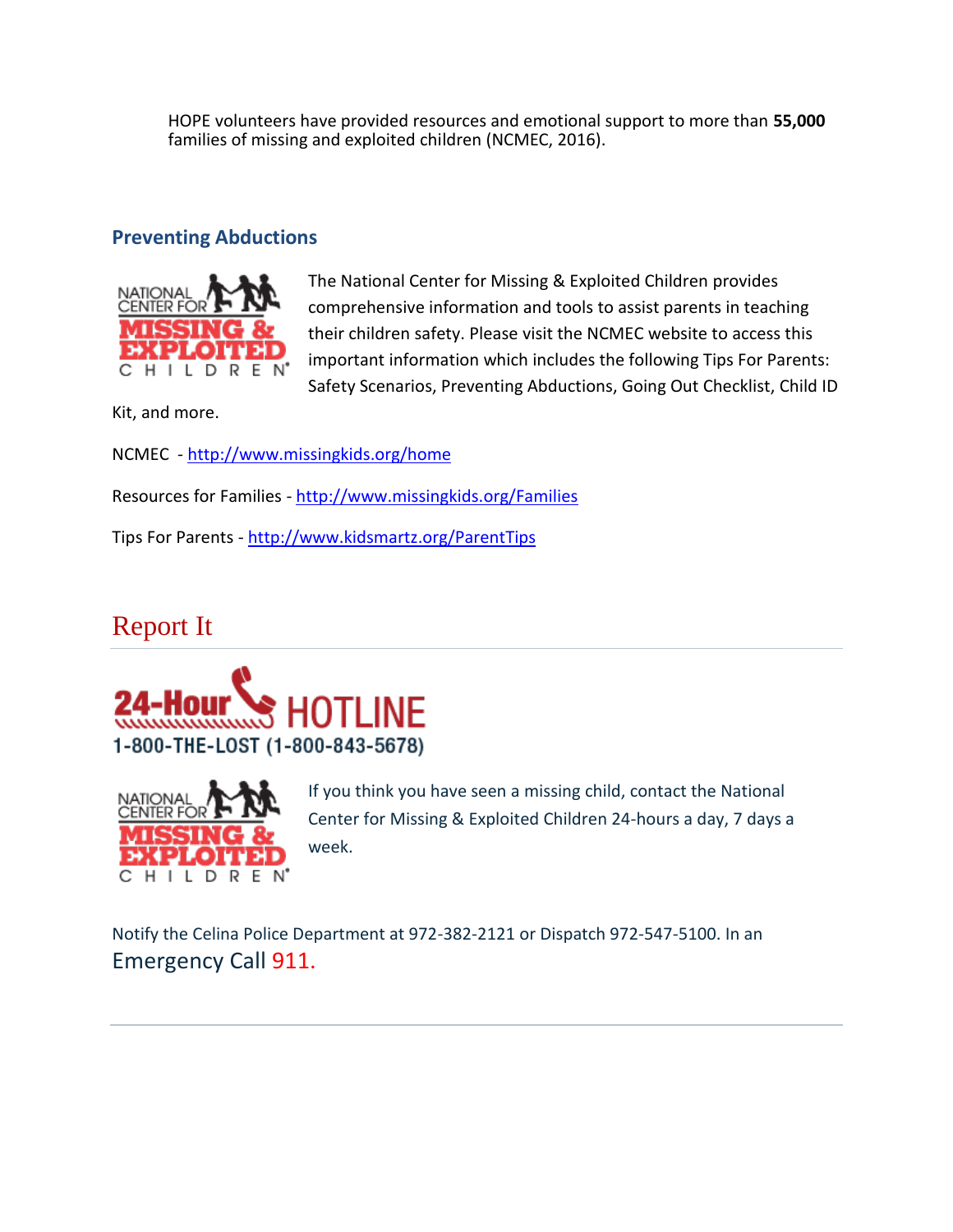HOPE volunteers have provided resources and emotional support to more than **55,000** families of missing and exploited children (NCMEC, 2016).

## Preventing Abductions

The National Center for Missing & Exploited Children provides comprehensive information and tools to assist parents in teaching their children safety. Please visit the NCMEC website to access this important information which includes the following Tips For Parents: Safety Scenarios, Preventing Abductions, Going Out Checklist, Child ID Kit, and more.

NCMEC - http://www.missingkids.org/home

Resources for Families - http://www.missingkids.org/Families

Tips For Parents - http://www.kidsmartz.org/ParentTips

# Report It

24-Hour HOTLINE

1-800-THE-LOST (1-800-843-5678)

If you think you have seen a missing child, contact the National Center for Missing & Exploited Children 24-hours a day, 7 days a week.

Notify the Celina Police Department at 972-382-2121 or Dispatch 972-547-5100. In an Emergency Call 911.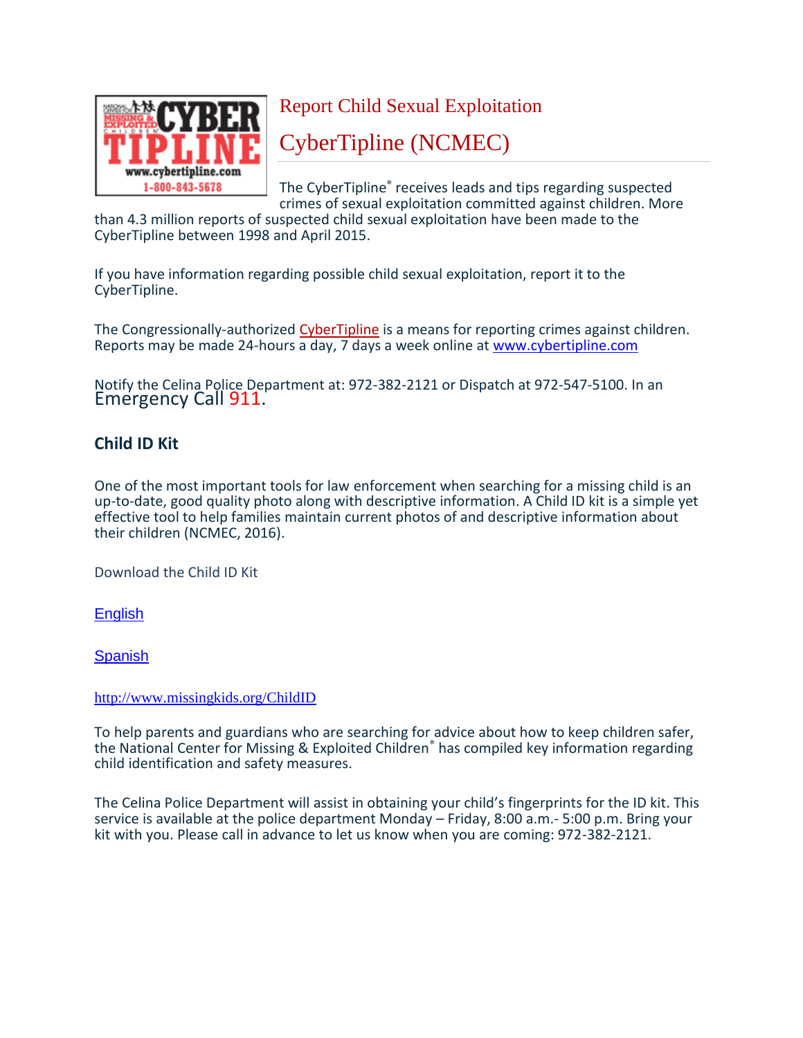# Report Child Sexual Exploitation

## CyberTipline (NCMEC)

The CyberTipline® receives leads and tips regarding suspected crimes of sexual exploitation committed against children. More than 4.3 million reports of suspected child sexual exploitation have been made to the CyberTipline between 1998 and April 2015.

If you have information regarding possible child sexual exploitation, report it to the CyberTipline.

The Congressionally-authorized CyberTipline is a means for reporting crimes against children. Reports may be made 24-hours a day, 7 days a week online at www.cybertipline.com

Notify the Celina Police Department at: 972-382-2121 or Dispatch at 972-547-5100. In an Emergency Call 911.

### Child ID Kit

One of the most important tools for law enforcement when searching for a missing child is an up-to-date, good quality photo along with descriptive information. A Child ID kit is a simple yet effective tool to help families maintain current photos of and descriptive information about their children (NCMEC, 2016).

Download the Child ID Kit

English

Spanish

http://www.missingkids.org/ChildID

To help parents and guardians who are searching for advice about how to keep children safer, the National Center for Missing & Exploited Children® has compiled key information regarding child identification and safety measures.

The Celina Police Department will assist in obtaining your child's fingerprints for the ID kit. This service is available at the police department Monday – Friday, 8:00 a.m.- 5:00 p.m. Bring your kit with you. Please call in advance to let us know when you are coming: 972-382-2121.